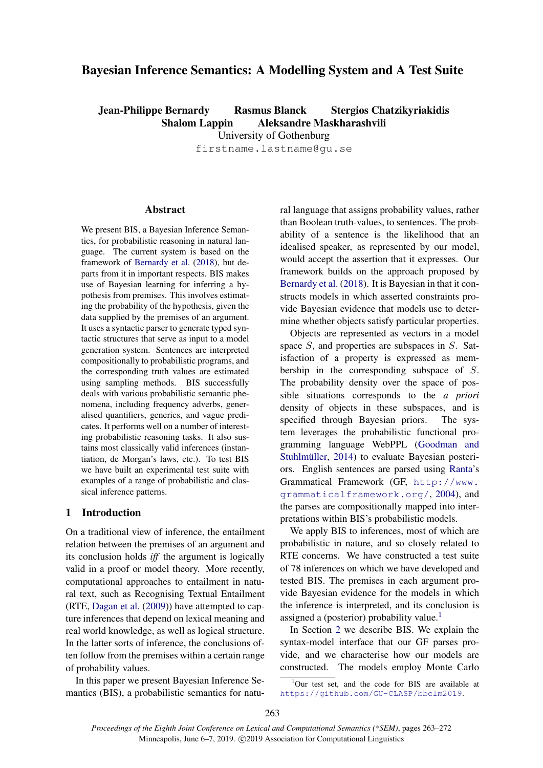# Bayesian Inference Semantics: A Modelling System and A Test Suite

**Jean-Philippe Bernardy Rasmus Blanck Stergios Chatzikyriakidis**
**Shalom Lappin Aleksandre Maskharashvili**
University of Gothenburg
`firstname.lastname@gu.se`

## Abstract

We present BIS, a Bayesian Inference Semantics, for probabilistic reasoning in natural language. The current system is based on the framework of Bernardy et al. (2018), but departs from it in important respects. BIS makes use of Bayesian learning for inferring a hypothesis from premises. This involves estimating the probability of the hypothesis, given the data supplied by the premises of an argument. It uses a syntactic parser to generate typed syntactic structures that serve as input to a model generation system. Sentences are interpreted compositionally to probabilistic programs, and the corresponding truth values are estimated using sampling methods. BIS successfully deals with various probabilistic semantic phenomena, including frequency adverbs, generalised quantifiers, generics, and vague predicates. It performs well on a number of interesting probabilistic reasoning tasks. It also sustains most classically valid inferences (instantiation, de Morgan's laws, etc.). To test BIS we have built an experimental test suite with examples of a range of probabilistic and classical inference patterns.

## 1 Introduction

On a traditional view of inference, the entailment relation between the premises of an argument and its conclusion holds *iff* the argument is logically valid in a proof or model theory. More recently, computational approaches to entailment in natural text, such as Recognising Textual Entailment (RTE, Dagan et al. (2009)) have attempted to capture inferences that depend on lexical meaning and real world knowledge, as well as logical structure. In the latter sorts of inference, the conclusions often follow from the premises within a certain range of probability values.

In this paper we present Bayesian Inference Semantics (BIS), a probabilistic semantics for natural language that assigns probability values, rather than Boolean truth-values, to sentences. The probability of a sentence is the likelihood that an idealised speaker, as represented by our model, would accept the assertion that it expresses. Our framework builds on the approach proposed by Bernardy et al. (2018). It is Bayesian in that it constructs models in which asserted constraints provide Bayesian evidence that models use to determine whether objects satisfy particular properties.

Objects are represented as vectors in a model space $S$, and properties are subspaces in $S$. Satisfaction of a property is expressed as membership in the corresponding subspace of $S$. The probability density over the space of possible situations corresponds to the *a priori* density of objects in these subspaces, and is specified through Bayesian priors. The system leverages the probabilistic functional programming language WebPPL (Goodman and Stuhlmüller, 2014) to evaluate Bayesian posteriors. English sentences are parsed using Ranta's Grammatical Framework (GF, `http://www.grammaticalframework.org/`, 2004), and the parses are compositionally mapped into interpretations within BIS's probabilistic models.

We apply BIS to inferences, most of which are probabilistic in nature, and so closely related to RTE concerns. We have constructed a test suite of 78 inferences on which we have developed and tested BIS. The premises in each argument provide Bayesian evidence for the models in which the inference is interpreted, and its conclusion is assigned a (posterior) probability value.[1]

In Section 2 we describe BIS. We explain the syntax-model interface that our GF parses provide, and we characterise how our models are constructed. The models employ Monte Carlo

[1] Our test set, and the code for BIS are available at `https://github.com/GU-CLASP/bbclm2019`.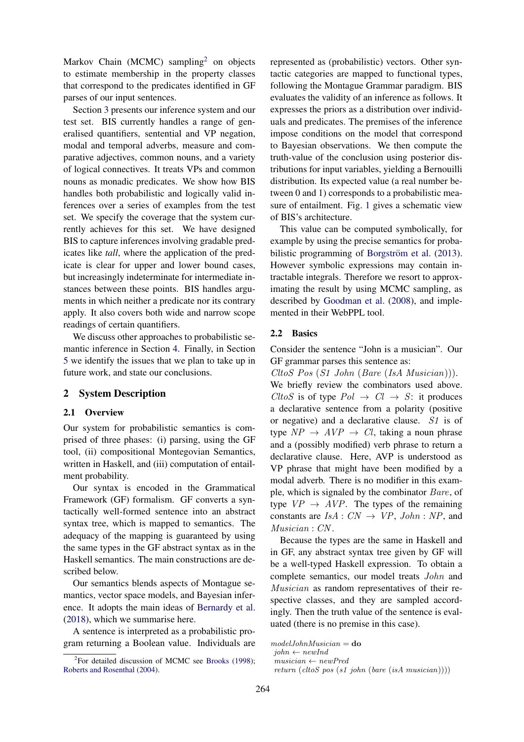Markov Chain (MCMC) sampling[2] on objects to estimate membership in the property classes that correspond to the predicates identified in GF parses of our input sentences.

Section 3 presents our inference system and our test set. BIS currently handles a range of generalised quantifiers, sentential and VP negation, modal and temporal adverbs, measure and comparative adjectives, common nouns, and a variety of logical connectives. It treats VPs and common nouns as monadic predicates. We show how BIS handles both probabilistic and logically valid inferences over a series of examples from the test set. We specify the coverage that the system currently achieves for this set. We have designed BIS to capture inferences involving gradable predicates like *tall*, where the application of the predicate is clear for upper and lower bound cases, but increasingly indeterminate for intermediate instances between these points. BIS handles arguments in which neither a predicate nor its contrary apply. It also covers both wide and narrow scope readings of certain quantifiers.

We discuss other approaches to probabilistic semantic inference in Section 4. Finally, in Section 5 we identify the issues that we plan to take up in future work, and state our conclusions.

## 2 System Description

### 2.1 Overview

Our system for probabilistic semantics is comprised of three phases: (i) parsing, using the GF tool, (ii) compositional Montegovian Semantics, written in Haskell, and (iii) computation of entailment probability.

Our syntax is encoded in the Grammatical Framework (GF) formalism. GF converts a syntactically well-formed sentence into an abstract syntax tree, which is mapped to semantics. The adequacy of the mapping is guaranteed by using the same types in the GF abstract syntax as in the Haskell semantics. The main constructions are described below.

Our semantics blends aspects of Montague semantics, vector space models, and Bayesian inference. It adopts the main ideas of Bernardy et al. (2018), which we summarise here.

A sentence is interpreted as a probabilistic program returning a Boolean value. Individuals are represented as (probabilistic) vectors. Other syntactic categories are mapped to functional types, following the Montague Grammar paradigm. BIS evaluates the validity of an inference as follows. It expresses the priors as a distribution over individuals and predicates. The premises of the inference impose conditions on the model that correspond to Bayesian observations. We then compute the truth-value of the conclusion using posterior distributions for input variables, yielding a Bernoulli distribution. Its expected value (a real number between 0 and 1) corresponds to a probabilistic measure of entailment. Fig. 1 gives a schematic view of BIS's architecture.

This value can be computed symbolically, for example by using the precise semantics for probabilistic programming of Borgström et al. (2013). However symbolic expressions may contain intractable integrals. Therefore we resort to approximating the result by using MCMC sampling, as described by Goodman et al. (2008), and implemented in their WebPPL tool.

### 2.2 Basics

Consider the sentence "John is a musician". Our GF grammar parses this sentence as:
*CltoS Pos (S1 John (Bare (IsA Musician)))*.
We briefly review the combinators used above. *CltoS* is of type $Pol \rightarrow Cl \rightarrow S$: it produces a declarative sentence from a polarity (positive or negative) and a declarative clause. *S1* is of type $NP \rightarrow AVP \rightarrow Cl$, taking a noun phrase and a (possibly modified) verb phrase to return a declarative clause. Here, AVP is understood as VP phrase that might have been modified by a modal adverb. There is no modifier in this example, which is signaled by the combinator *Bare*, of type $VP \rightarrow AVP$. The types of the remaining constants are $IsA : CN \rightarrow VP$, $John : NP$, and $Musician : CN$.

Because the types are the same in Haskell and in GF, any abstract syntax tree given by GF will be a well-typed Haskell expression. To obtain a complete semantics, our model treats *John* and *Musician* as random representatives of their respective classes, and they are sampled accordingly. Then the truth value of the sentence is evaluated (there is no premise in this case).

```
modelJohnMusician = do
 john ← newInd
 musician ← newPred
 return (cltoS pos (s1 john (bare (isA musician))))
```

[2] For detailed discussion of MCMC see Brooks (1998); Roberts and Rosenthal (2004).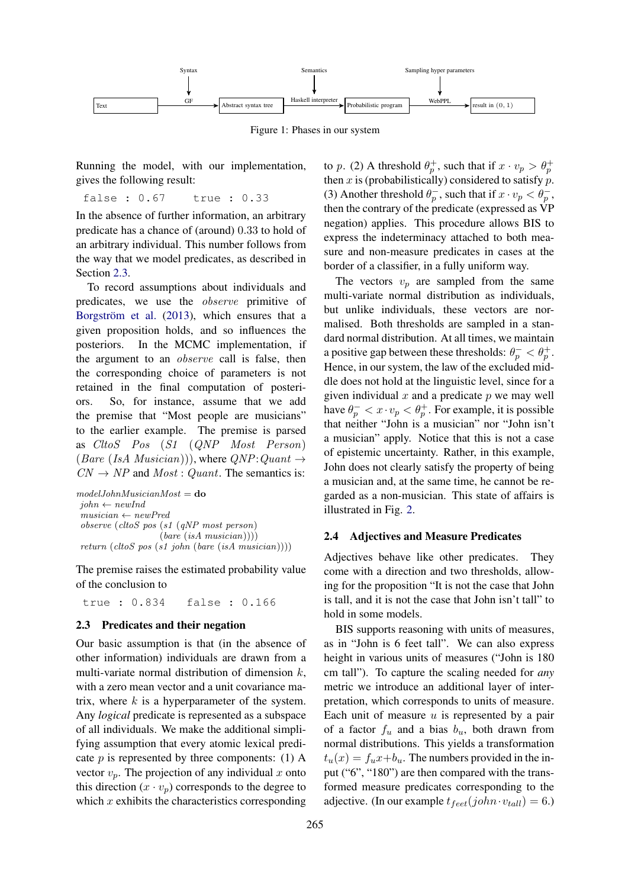Text → (Syntax, GF) → Abstract syntax tree → (Semantics, Haskell interpreter) → Probabilistic program → (Sampling hyper parameters, WebPPL) → result in $(0, 1)$

Figure 1: Phases in our system

Running the model, with our implementation, gives the following result:

```
false : 0.67    true : 0.33
```

In the absence of further information, an arbitrary predicate has a chance of (around) $0.33$ to hold of an arbitrary individual. This number follows from the way that we model predicates, as described in Section 2.3.

To record assumptions about individuals and predicates, we use the *observe* primitive of Borgström et al. (2013), which ensures that a given proposition holds, and so influences the posteriors. In the MCMC implementation, if the argument to an *observe* call is false, then the corresponding choice of parameters is not retained in the final computation of posteriors. So, for instance, assume that we add the premise that "Most people are musicians" to the earlier example. The premise is parsed as *CltoS Pos (S1 (QNP Most Person) (Bare (IsA Musician)))*, where $QNP{:}Quant \rightarrow CN \rightarrow NP$ and $Most : Quant$. The semantics is:

```
modelJohnMusicianMost = do
  john ← newInd
  musician ← newPred
  observe (cltoS pos (s1 (qNP most person)
                        (bare (isA musician))))
  return (cltoS pos (s1 john (bare (isA musician))))
```

The premise raises the estimated probability value of the conclusion to

```
true : 0.834    false : 0.166
```

### 2.3 Predicates and their negation

Our basic assumption is that (in the absence of other information) individuals are drawn from a multi-variate normal distribution of dimension $k$, with a zero mean vector and a unit covariance matrix, where $k$ is a hyperparameter of the system. Any *logical* predicate is represented as a subspace of all individuals. We make the additional simplifying assumption that every atomic lexical predicate $p$ is represented by three components: (1) A vector $v_p$. The projection of any individual $x$ onto this direction $(x \cdot v_p)$ corresponds to the degree to which $x$ exhibits the characteristics corresponding to $p$. (2) A threshold $\theta_p^+$, such that if $x \cdot v_p > \theta_p^+$ then $x$ is (probabilistically) considered to satisfy $p$. (3) Another threshold $\theta_p^-$, such that if $x \cdot v_p < \theta_p^-$, then the contrary of the predicate (expressed as VP negation) applies. This procedure allows BIS to express the indeterminacy attached to both measure and non-measure predicates in cases at the border of a classifier, in a fully uniform way.

The vectors $v_p$ are sampled from the same multi-variate normal distribution as individuals, but unlike individuals, these vectors are normalised. Both thresholds are sampled in a standard normal distribution. At all times, we maintain a positive gap between these thresholds: $\theta_p^- < \theta_p^+$. Hence, in our system, the law of the excluded middle does not hold at the linguistic level, since for a given individual $x$ and a predicate $p$ we may well have $\theta_p^- < x \cdot v_p < \theta_p^+$. For example, it is possible that neither "John is a musician" nor "John isn't a musician" apply. Notice that this is not a case of epistemic uncertainty. Rather, in this example, John does not clearly satisfy the property of being a musician and, at the same time, he cannot be regarded as a non-musician. This state of affairs is illustrated in Fig. 2.

### 2.4 Adjectives and Measure Predicates

Adjectives behave like other predicates. They come with a direction and two thresholds, allowing for the proposition "It is not the case that John is tall, and it is not the case that John isn't tall" to hold in some models.

BIS supports reasoning with units of measures, as in "John is 6 feet tall". We can also express height in various units of measures ("John is 180 cm tall"). To capture the scaling needed for *any* metric we introduce an additional layer of interpretation, which corresponds to units of measure. Each unit of measure $u$ is represented by a pair of a factor $f_u$ and a bias $b_u$, both drawn from normal distributions. This yields a transformation $t_u(x) = f_u x + b_u$. The numbers provided in the input ("6", "180") are then compared with the transformed measure predicates corresponding to the adjective. (In our example $t_{feet}(john \cdot v_{tall}) = 6$.)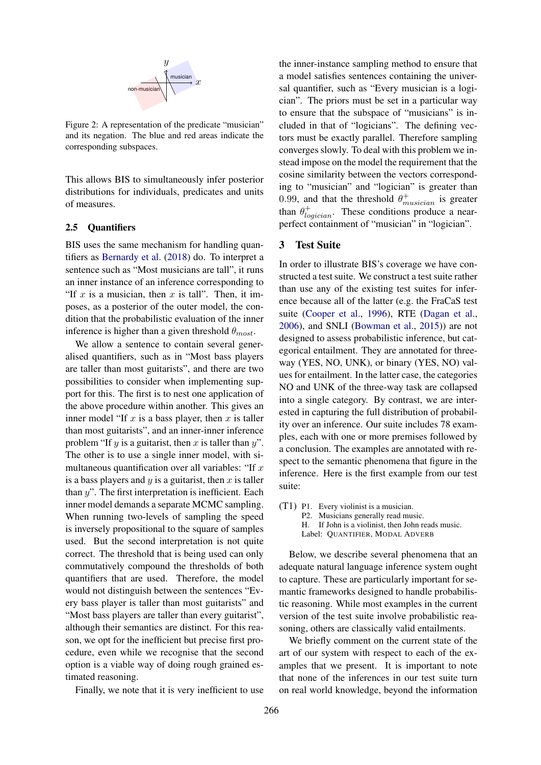Figure 2: A representation of the predicate "musician" and its negation. The blue and red areas indicate the corresponding subspaces.

This allows BIS to simultaneously infer posterior distributions for individuals, predicates and units of measures.

### 2.5 Quantifiers

BIS uses the same mechanism for handling quantifiers as Bernardy et al. (2018) do. To interpret a sentence such as "Most musicians are tall", it runs an inner instance of an inference corresponding to "If $x$ is a musician, then $x$ is tall". Then, it imposes, as a posterior of the outer model, the condition that the probabilistic evaluation of the inner inference is higher than a given threshold $\theta_{most}$.

We allow a sentence to contain several generalised quantifiers, such as in "Most bass players are taller than most guitarists", and there are two possibilities to consider when implementing support for this. The first is to nest one application of the above procedure within another. This gives an inner model "If $x$ is a bass player, then $x$ is taller than most guitarists", and an inner-inner inference problem "If $y$ is a guitarist, then $x$ is taller than $y$". The other is to use a single inner model, with simultaneous quantification over all variables: "If $x$ is a bass players and $y$ is a guitarist, then $x$ is taller than $y$". The first interpretation is inefficient. Each inner model demands a separate MCMC sampling. When running two-levels of sampling the speed is inversely propositional to the square of samples used. But the second interpretation is not quite correct. The threshold that is being used can only commutatively compound the thresholds of both quantifiers that are used. Therefore, the model would not distinguish between the sentences "Every bass player is taller than most guitarists" and "Most bass players are taller than every guitarist", although their semantics are distinct. For this reason, we opt for the inefficient but precise first procedure, even while we recognise that the second option is a viable way of doing rough grained estimated reasoning.

Finally, we note that it is very inefficient to use the inner-instance sampling method to ensure that a model satisfies sentences containing the universal quantifier, such as "Every musician is a logician". The priors must be set in a particular way to ensure that the subspace of "musicians" is included in that of "logicians". The defining vectors must be exactly parallel. Therefore sampling converges slowly. To deal with this problem we instead impose on the model the requirement that the cosine similarity between the vectors corresponding to "musician" and "logician" is greater than 0.99, and that the threshold $\theta^+_{musician}$ is greater than $\theta^+_{logician}$. These conditions produce a near-perfect containment of "musician" in "logician".

## 3 Test Suite

In order to illustrate BIS's coverage we have constructed a test suite. We construct a test suite rather than use any of the existing test suites for inference because all of the latter (e.g. the FraCaS test suite (Cooper et al., 1996), RTE (Dagan et al., 2006), and SNLI (Bowman et al., 2015)) are not designed to assess probabilistic inference, but categorical entailment. They are annotated for three-way (YES, NO, UNK), or binary (YES, NO) values for entailment. In the latter case, the categories NO and UNK of the three-way task are collapsed into a single category. By contrast, we are interested in capturing the full distribution of probability over an inference. Our suite includes 78 examples, each with one or more premises followed by a conclusion. The examples are annotated with respect to the semantic phenomena that figure in the inference. Here is the first example from our test suite:

(T1) P1. Every violinist is a musician.
P2. Musicians generally read music.
H. If John is a violinist, then John reads music.
Label: QUANTIFIER, MODAL ADVERB

Below, we describe several phenomena that an adequate natural language inference system ought to capture. These are particularly important for semantic frameworks designed to handle probabilistic reasoning. While most examples in the current version of the test suite involve probabilistic reasoning, others are classically valid entailments.

We briefly comment on the current state of the art of our system with respect to each of the examples that we present. It is important to note that none of the inferences in our test suite turn on real world knowledge, beyond the information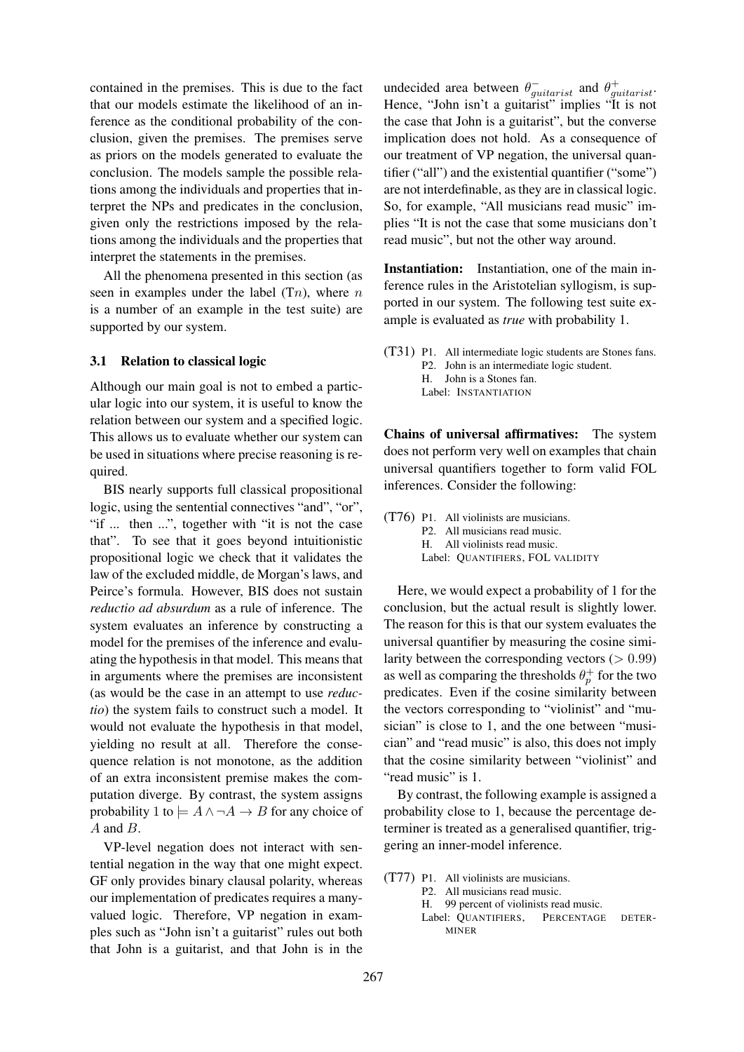contained in the premises. This is due to the fact that our models estimate the likelihood of an inference as the conditional probability of the conclusion, given the premises. The premises serve as priors on the models generated to evaluate the conclusion. The models sample the possible relations among the individuals and properties that interpret the NPs and predicates in the conclusion, given only the restrictions imposed by the relations among the individuals and the properties that interpret the statements in the premises.

All the phenomena presented in this section (as seen in examples under the label (T$n$), where $n$ is a number of an example in the test suite) are supported by our system.

### 3.1 Relation to classical logic

Although our main goal is not to embed a particular logic into our system, it is useful to know the relation between our system and a specified logic. This allows us to evaluate whether our system can be used in situations where precise reasoning is required.

BIS nearly supports full classical propositional logic, using the sentential connectives "and", "or", "if ... then ...", together with "it is not the case that". To see that it goes beyond intuitionistic propositional logic we check that it validates the law of the excluded middle, de Morgan's laws, and Peirce's formula. However, BIS does not sustain *reductio ad absurdum* as a rule of inference. The system evaluates an inference by constructing a model for the premises of the inference and evaluating the hypothesis in that model. This means that in arguments where the premises are inconsistent (as would be the case in an attempt to use *reductio*) the system fails to construct such a model. It would not evaluate the hypothesis in that model, yielding no result at all. Therefore the consequence relation is not monotone, as the addition of an extra inconsistent premise makes the computation diverge. By contrast, the system assigns probability 1 to $\models A \wedge \neg A \rightarrow B$ for any choice of $A$ and $B$.

VP-level negation does not interact with sentential negation in the way that one might expect. GF only provides binary clausal polarity, whereas our implementation of predicates requires a many-valued logic. Therefore, VP negation in examples such as "John isn't a guitarist" rules out both that John is a guitarist, and that John is in the undecided area between $\theta^{-}_{guitarist}$ and $\theta^{+}_{guitarist}$. Hence, "John isn't a guitarist" implies "It is not the case that John is a guitarist", but the converse implication does not hold. As a consequence of our treatment of VP negation, the universal quantifier ("all") and the existential quantifier ("some") are not interdefinable, as they are in classical logic. So, for example, "All musicians read music" implies "It is not the case that some musicians don't read music", but not the other way around.

**Instantiation:** Instantiation, one of the main inference rules in the Aristotelian syllogism, is supported in our system. The following test suite example is evaluated as *true* with probability 1.

(T31) P1. All intermediate logic students are Stones fans.
P2. John is an intermediate logic student.
H. John is a Stones fan.
Label: INSTANTIATION

**Chains of universal affirmatives:** The system does not perform very well on examples that chain universal quantifiers together to form valid FOL inferences. Consider the following:

(T76) P1. All violinists are musicians.
P2. All musicians read music.
H. All violinists read music.
Label: QUANTIFIERS, FOL VALIDITY

Here, we would expect a probability of 1 for the conclusion, but the actual result is slightly lower. The reason for this is that our system evaluates the universal quantifier by measuring the cosine similarity between the corresponding vectors ($> 0.99$) as well as comparing the thresholds $\theta^{+}_{p}$ for the two predicates. Even if the cosine similarity between the vectors corresponding to "violinist" and "musician" is close to 1, and the one between "musician" and "read music" is also, this does not imply that the cosine similarity between "violinist" and "read music" is 1.

By contrast, the following example is assigned a probability close to 1, because the percentage determiner is treated as a generalised quantifier, triggering an inner-model inference.

(T77) P1. All violinists are musicians.
P2. All musicians read music.
H. 99 percent of violinists read music.
Label: QUANTIFIERS, PERCENTAGE DETERMINER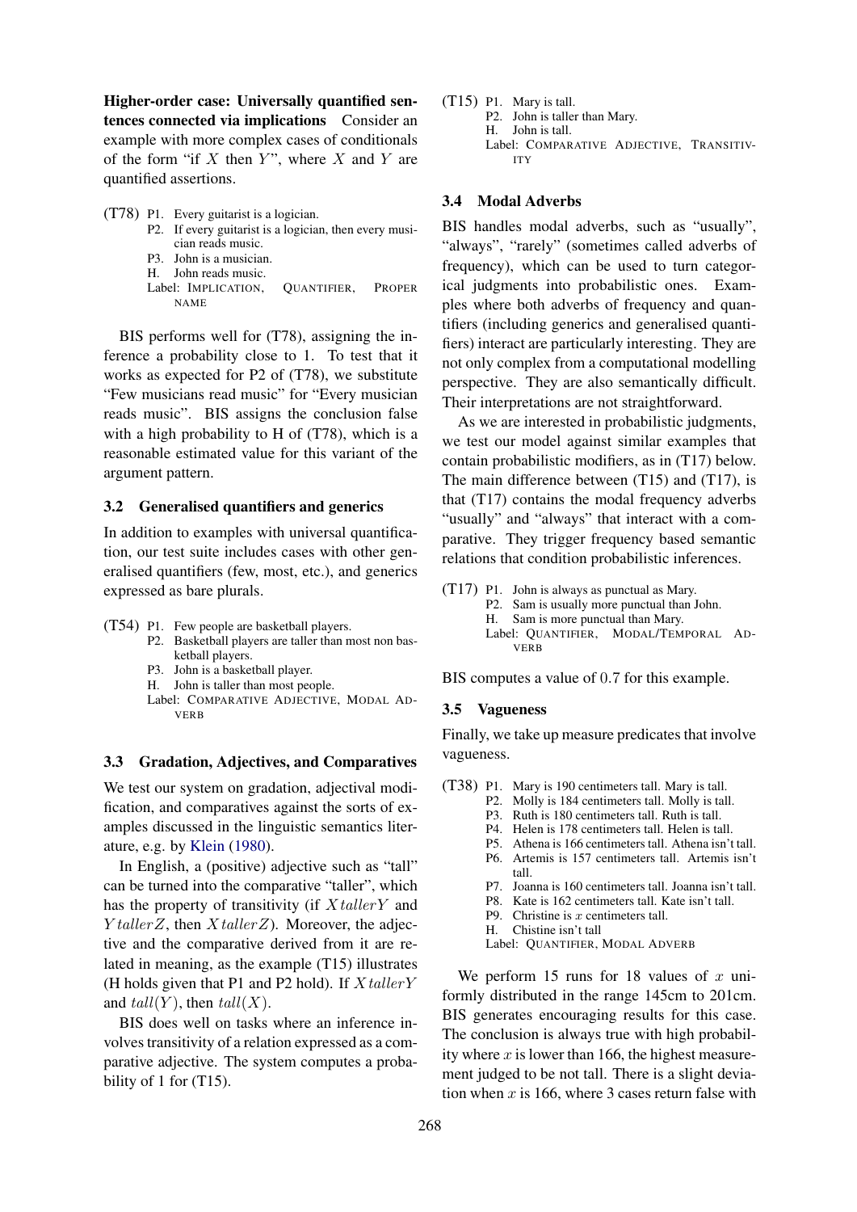**Higher-order case: Universally quantified sentences connected via implications** Consider an example with more complex cases of conditionals of the form "if $X$ then $Y$", where $X$ and $Y$ are quantified assertions.

(T78) P1. Every guitarist is a logician.
P2. If every guitarist is a logician, then every musician reads music.
P3. John is a musician.
H. John reads music.
Label: IMPLICATION, QUANTIFIER, PROPER NAME

BIS performs well for (T78), assigning the inference a probability close to 1. To test that it works as expected for P2 of (T78), we substitute "Few musicians read music" for "Every musician reads music". BIS assigns the conclusion false with a high probability to H of (T78), which is a reasonable estimated value for this variant of the argument pattern.

### 3.2 Generalised quantifiers and generics

In addition to examples with universal quantification, our test suite includes cases with other generalised quantifiers (few, most, etc.), and generics expressed as bare plurals.

(T54) P1. Few people are basketball players.
P2. Basketball players are taller than most non basketball players.
P3. John is a basketball player.
H. John is taller than most people.
Label: COMPARATIVE ADJECTIVE, MODAL ADVERB

### 3.3 Gradation, Adjectives, and Comparatives

We test our system on gradation, adjectival modification, and comparatives against the sorts of examples discussed in the linguistic semantics literature, e.g. by Klein (1980).

In English, a (positive) adjective such as "tall" can be turned into the comparative "taller", which has the property of transitivity (if $X\,taller Y$ and $Y\,taller Z$, then $X\,taller Z$). Moreover, the adjective and the comparative derived from it are related in meaning, as the example (T15) illustrates (H holds given that P1 and P2 hold). If $X\,taller Y$ and $tall(Y)$, then $tall(X)$.

BIS does well on tasks where an inference involves transitivity of a relation expressed as a comparative adjective. The system computes a probability of 1 for (T15).

(T15) P1. Mary is tall.
P2. John is taller than Mary.
H. John is tall.
Label: COMPARATIVE ADJECTIVE, TRANSITIVITY

### 3.4 Modal Adverbs

BIS handles modal adverbs, such as "usually", "always", "rarely" (sometimes called adverbs of frequency), which can be used to turn categorical judgments into probabilistic ones. Examples where both adverbs of frequency and quantifiers (including generics and generalised quantifiers) interact are particularly interesting. They are not only complex from a computational modelling perspective. They are also semantically difficult. Their interpretations are not straightforward.

As we are interested in probabilistic judgments, we test our model against similar examples that contain probabilistic modifiers, as in (T17) below. The main difference between (T15) and (T17), is that (T17) contains the modal frequency adverbs "usually" and "always" that interact with a comparative. They trigger frequency based semantic relations that condition probabilistic inferences.

(T17) P1. John is always as punctual as Mary.
P2. Sam is usually more punctual than John.
H. Sam is more punctual than Mary.
Label: QUANTIFIER, MODAL/TEMPORAL ADVERB

BIS computes a value of $0.7$ for this example.

### 3.5 Vagueness

Finally, we take up measure predicates that involve vagueness.

(T38) P1. Mary is 190 centimeters tall. Mary is tall.
P2. Molly is 184 centimeters tall. Molly is tall.
P3. Ruth is 180 centimeters tall. Ruth is tall.
P4. Helen is 178 centimeters tall. Helen is tall.
P5. Athena is 166 centimeters tall. Athena isn't tall.
P6. Artemis is 157 centimeters tall. Artemis isn't tall.
P7. Joanna is 160 centimeters tall. Joanna isn't tall.
P8. Kate is 162 centimeters tall. Kate isn't tall.
P9. Christine is $x$ centimeters tall.
H. Chistine isn't tall
Label: QUANTIFIER, MODAL ADVERB

We perform 15 runs for 18 values of $x$ uniformly distributed in the range 145cm to 201cm. BIS generates encouraging results for this case. The conclusion is always true with high probability where $x$ is lower than 166, the highest measurement judged to be not tall. There is a slight deviation when $x$ is 166, where 3 cases return false with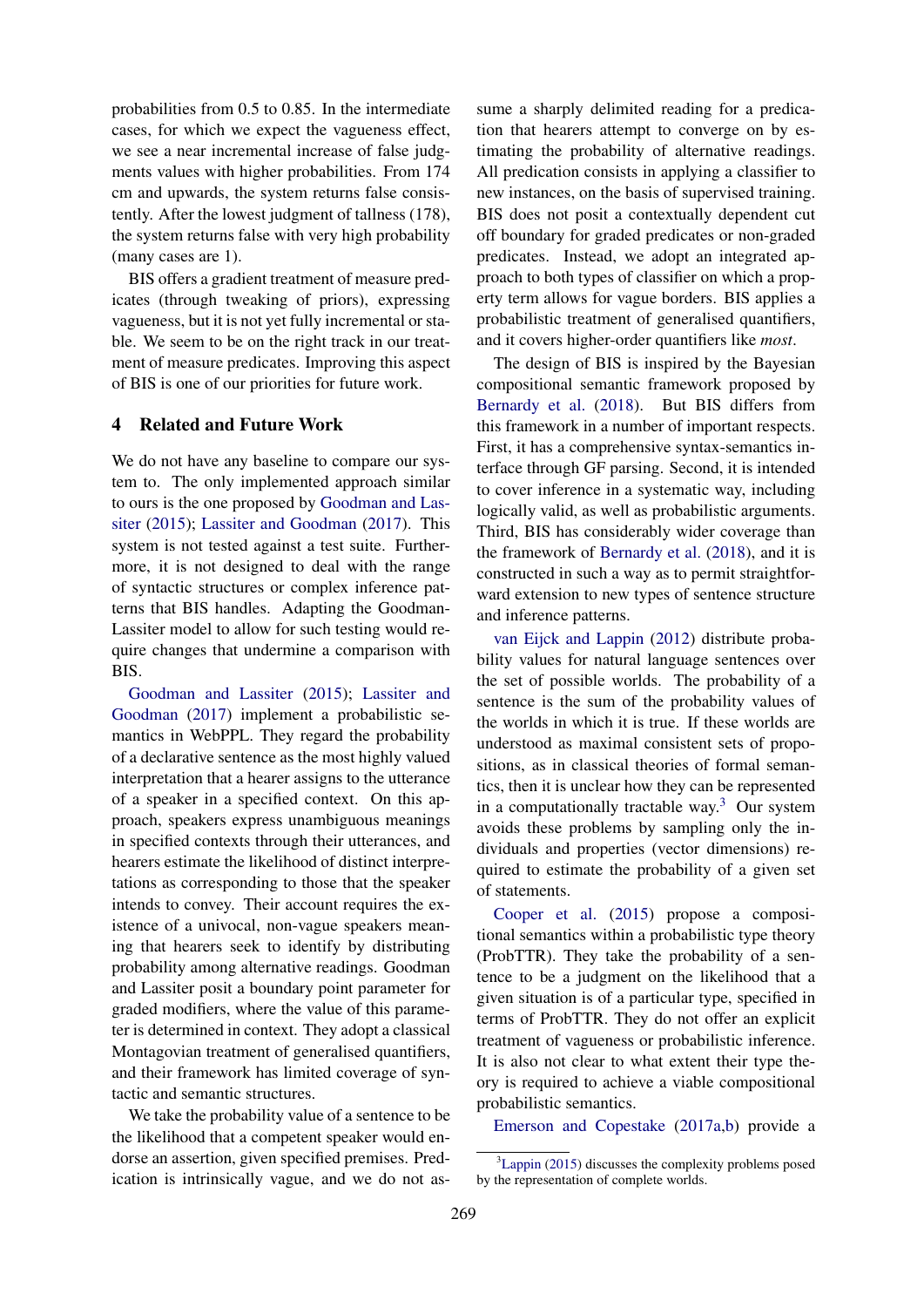probabilities from 0.5 to 0.85. In the intermediate cases, for which we expect the vagueness effect, we see a near incremental increase of false judgments values with higher probabilities. From 174 cm and upwards, the system returns false consistently. After the lowest judgment of tallness (178), the system returns false with very high probability (many cases are 1).

BIS offers a gradient treatment of measure predicates (through tweaking of priors), expressing vagueness, but it is not yet fully incremental or stable. We seem to be on the right track in our treatment of measure predicates. Improving this aspect of BIS is one of our priorities for future work.

## 4 Related and Future Work

We do not have any baseline to compare our system to. The only implemented approach similar to ours is the one proposed by Goodman and Lassiter (2015); Lassiter and Goodman (2017). This system is not tested against a test suite. Furthermore, it is not designed to deal with the range of syntactic structures or complex inference patterns that BIS handles. Adapting the Goodman-Lassiter model to allow for such testing would require changes that undermine a comparison with BIS.

Goodman and Lassiter (2015); Lassiter and Goodman (2017) implement a probabilistic semantics in WebPPL. They regard the probability of a declarative sentence as the most highly valued interpretation that a hearer assigns to the utterance of a speaker in a specified context. On this approach, speakers express unambiguous meanings in specified contexts through their utterances, and hearers estimate the likelihood of distinct interpretations as corresponding to those that the speaker intends to convey. Their account requires the existence of a univocal, non-vague speakers meaning that hearers seek to identify by distributing probability among alternative readings. Goodman and Lassiter posit a boundary point parameter for graded modifiers, where the value of this parameter is determined in context. They adopt a classical Montagovian treatment of generalised quantifiers, and their framework has limited coverage of syntactic and semantic structures.

We take the probability value of a sentence to be the likelihood that a competent speaker would endorse an assertion, given specified premises. Predication is intrinsically vague, and we do not assume a sharply delimited reading for a predication that hearers attempt to converge on by estimating the probability of alternative readings. All predication consists in applying a classifier to new instances, on the basis of supervised training. BIS does not posit a contextually dependent cut off boundary for graded predicates or non-graded predicates. Instead, we adopt an integrated approach to both types of classifier on which a property term allows for vague borders. BIS applies a probabilistic treatment of generalised quantifiers, and it covers higher-order quantifiers like *most*.

The design of BIS is inspired by the Bayesian compositional semantic framework proposed by Bernardy et al. (2018). But BIS differs from this framework in a number of important respects. First, it has a comprehensive syntax-semantics interface through GF parsing. Second, it is intended to cover inference in a systematic way, including logically valid, as well as probabilistic arguments. Third, BIS has considerably wider coverage than the framework of Bernardy et al. (2018), and it is constructed in such a way as to permit straightforward extension to new types of sentence structure and inference patterns.

van Eijck and Lappin (2012) distribute probability values for natural language sentences over the set of possible worlds. The probability of a sentence is the sum of the probability values of the worlds in which it is true. If these worlds are understood as maximal consistent sets of propositions, as in classical theories of formal semantics, then it is unclear how they can be represented in a computationally tractable way.[3] Our system avoids these problems by sampling only the individuals and properties (vector dimensions) required to estimate the probability of a given set of statements.

Cooper et al. (2015) propose a compositional semantics within a probabilistic type theory (ProbTTR). They take the probability of a sentence to be a judgment on the likelihood that a given situation is of a particular type, specified in terms of ProbTTR. They do not offer an explicit treatment of vagueness or probabilistic inference. It is also not clear to what extent their type theory is required to achieve a viable compositional probabilistic semantics.

Emerson and Copestake (2017a,b) provide a

[3] Lappin (2015) discusses the complexity problems posed by the representation of complete worlds.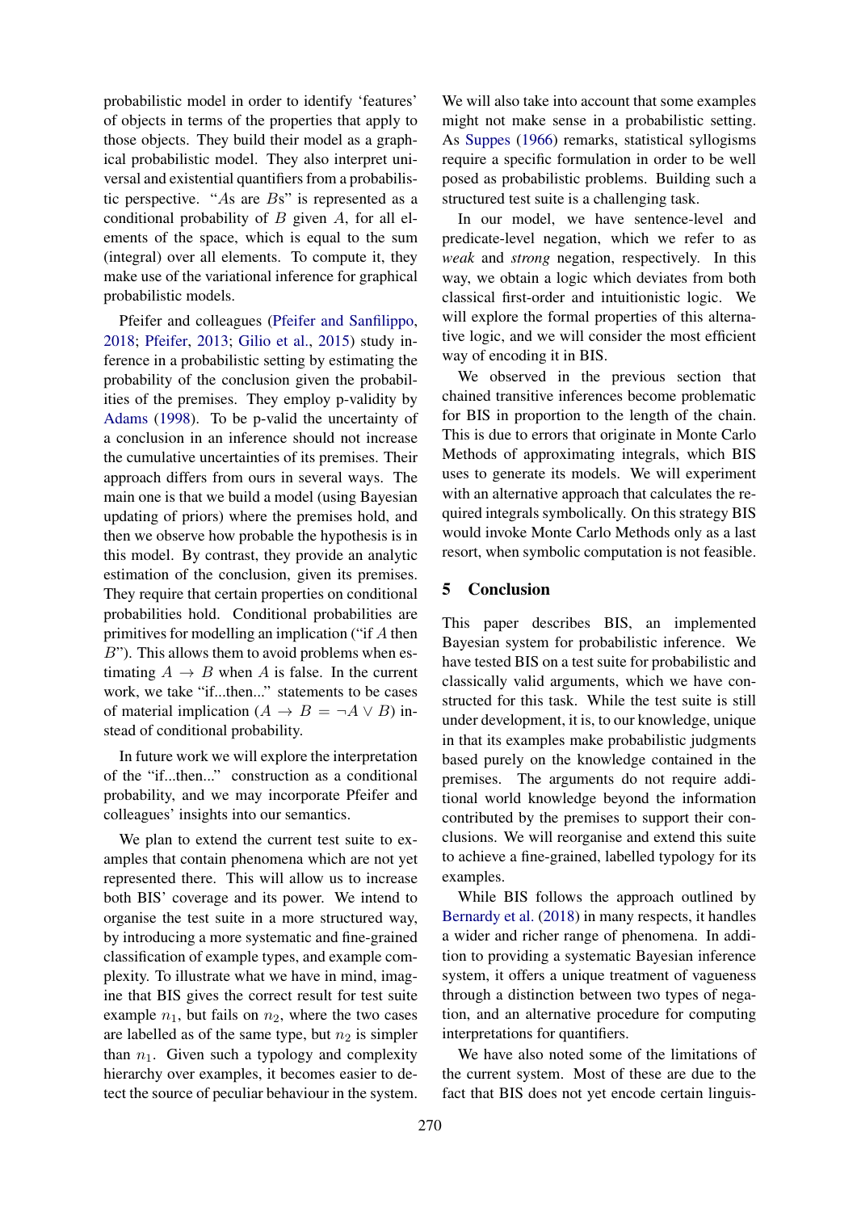probabilistic model in order to identify 'features' of objects in terms of the properties that apply to those objects. They build their model as a graphical probabilistic model. They also interpret universal and existential quantifiers from a probabilistic perspective. "$A$s are $B$s" is represented as a conditional probability of $B$ given $A$, for all elements of the space, which is equal to the sum (integral) over all elements. To compute it, they make use of the variational inference for graphical probabilistic models.

Pfeifer and colleagues (Pfeifer and Sanfilippo, 2018; Pfeifer, 2013; Gilio et al., 2015) study inference in a probabilistic setting by estimating the probability of the conclusion given the probabilities of the premises. They employ p-validity by Adams (1998). To be p-valid the uncertainty of a conclusion in an inference should not increase the cumulative uncertainties of its premises. Their approach differs from ours in several ways. The main one is that we build a model (using Bayesian updating of priors) where the premises hold, and then we observe how probable the hypothesis is in this model. By contrast, they provide an analytic estimation of the conclusion, given its premises. They require that certain properties on conditional probabilities hold. Conditional probabilities are primitives for modelling an implication ("if $A$ then $B$"). This allows them to avoid problems when estimating $A \rightarrow B$ when $A$ is false. In the current work, we take "if...then..." statements to be cases of material implication ($A \rightarrow B = \neg A \vee B$) instead of conditional probability.

In future work we will explore the interpretation of the "if...then..." construction as a conditional probability, and we may incorporate Pfeifer and colleagues' insights into our semantics.

We plan to extend the current test suite to examples that contain phenomena which are not yet represented there. This will allow us to increase both BIS' coverage and its power. We intend to organise the test suite in a more structured way, by introducing a more systematic and fine-grained classification of example types, and example complexity. To illustrate what we have in mind, imagine that BIS gives the correct result for test suite example $n_1$, but fails on $n_2$, where the two cases are labelled as of the same type, but $n_2$ is simpler than $n_1$. Given such a typology and complexity hierarchy over examples, it becomes easier to detect the source of peculiar behaviour in the system. We will also take into account that some examples might not make sense in a probabilistic setting. As Suppes (1966) remarks, statistical syllogisms require a specific formulation in order to be well posed as probabilistic problems. Building such a structured test suite is a challenging task.

In our model, we have sentence-level and predicate-level negation, which we refer to as *weak* and *strong* negation, respectively. In this way, we obtain a logic which deviates from both classical first-order and intuitionistic logic. We will explore the formal properties of this alternative logic, and we will consider the most efficient way of encoding it in BIS.

We observed in the previous section that chained transitive inferences become problematic for BIS in proportion to the length of the chain. This is due to errors that originate in Monte Carlo Methods of approximating integrals, which BIS uses to generate its models. We will experiment with an alternative approach that calculates the required integrals symbolically. On this strategy BIS would invoke Monte Carlo Methods only as a last resort, when symbolic computation is not feasible.

## 5 Conclusion

This paper describes BIS, an implemented Bayesian system for probabilistic inference. We have tested BIS on a test suite for probabilistic and classically valid arguments, which we have constructed for this task. While the test suite is still under development, it is, to our knowledge, unique in that its examples make probabilistic judgments based purely on the knowledge contained in the premises. The arguments do not require additional world knowledge beyond the information contributed by the premises to support their conclusions. We will reorganise and extend this suite to achieve a fine-grained, labelled typology for its examples.

While BIS follows the approach outlined by Bernardy et al. (2018) in many respects, it handles a wider and richer range of phenomena. In addition to providing a systematic Bayesian inference system, it offers a unique treatment of vagueness through a distinction between two types of negation, and an alternative procedure for computing interpretations for quantifiers.

We have also noted some of the limitations of the current system. Most of these are due to the fact that BIS does not yet encode certain linguis-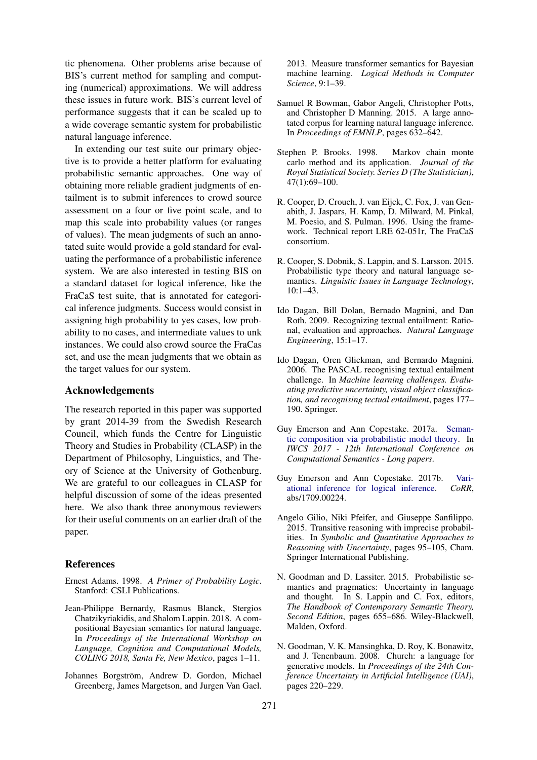tic phenomena. Other problems arise because of BIS's current method for sampling and computing (numerical) approximations. We will address these issues in future work. BIS's current level of performance suggests that it can be scaled up to a wide coverage semantic system for probabilistic natural language inference.

In extending our test suite our primary objective is to provide a better platform for evaluating probabilistic semantic approaches. One way of obtaining more reliable gradient judgments of entailment is to submit inferences to crowd source assessment on a four or five point scale, and to map this scale into probability values (or ranges of values). The mean judgments of such an annotated suite would provide a gold standard for evaluating the performance of a probabilistic inference system. We are also interested in testing BIS on a standard dataset for logical inference, like the FraCaS test suite, that is annotated for categorical inference judgments. Success would consist in assigning high probability to yes cases, low probability to no cases, and intermediate values to unk instances. We could also crowd source the FraCas set, and use the mean judgments that we obtain as the target values for our system.

## Acknowledgements

The research reported in this paper was supported by grant 2014-39 from the Swedish Research Council, which funds the Centre for Linguistic Theory and Studies in Probability (CLASP) in the Department of Philosophy, Linguistics, and Theory of Science at the University of Gothenburg. We are grateful to our colleagues in CLASP for helpful discussion of some of the ideas presented here. We also thank three anonymous reviewers for their useful comments on an earlier draft of the paper.

## References

Ernest Adams. 1998. *A Primer of Probability Logic*. Stanford: CSLI Publications.

Jean-Philippe Bernardy, Rasmus Blanck, Stergios Chatzikyriakidis, and Shalom Lappin. 2018. A compositional Bayesian semantics for natural language. In *Proceedings of the International Workshop on Language, Cognition and Computational Models, COLING 2018, Santa Fe, New Mexico*, pages 1–11.

Johannes Borgström, Andrew D. Gordon, Michael Greenberg, James Margetson, and Jurgen Van Gael. 2013. Measure transformer semantics for Bayesian machine learning. *Logical Methods in Computer Science*, 9:1–39.

Samuel R Bowman, Gabor Angeli, Christopher Potts, and Christopher D Manning. 2015. A large annotated corpus for learning natural language inference. In *Proceedings of EMNLP*, pages 632–642.

Stephen P. Brooks. 1998. Markov chain monte carlo method and its application. *Journal of the Royal Statistical Society. Series D (The Statistician)*, 47(1):69–100.

R. Cooper, D. Crouch, J. van Eijck, C. Fox, J. van Genabith, J. Jaspars, H. Kamp, D. Milward, M. Pinkal, M. Poesio, and S. Pulman. 1996. Using the framework. Technical report LRE 62-051r, The FraCaS consortium.

R. Cooper, S. Dobnik, S. Lappin, and S. Larsson. 2015. Probabilistic type theory and natural language semantics. *Linguistic Issues in Language Technology*, 10:1–43.

Ido Dagan, Bill Dolan, Bernado Magnini, and Dan Roth. 2009. Recognizing textual entailment: Rational, evaluation and approaches. *Natural Language Engineering*, 15:1–17.

Ido Dagan, Oren Glickman, and Bernardo Magnini. 2006. The PASCAL recognising textual entailment challenge. In *Machine learning challenges. Evaluating predictive uncertainty, visual object classification, and recognising tectual entailment*, pages 177–190. Springer.

Guy Emerson and Ann Copestake. 2017a. Semantic composition via probabilistic model theory. In *IWCS 2017 - 12th International Conference on Computational Semantics - Long papers*.

Guy Emerson and Ann Copestake. 2017b. Variational inference for logical inference. *CoRR*, abs/1709.00224.

Angelo Gilio, Niki Pfeifer, and Giuseppe Sanfilippo. 2015. Transitive reasoning with imprecise probabilities. In *Symbolic and Quantitative Approaches to Reasoning with Uncertainty*, pages 95–105, Cham. Springer International Publishing.

N. Goodman and D. Lassiter. 2015. Probabilistic semantics and pragmatics: Uncertainty in language and thought. In S. Lappin and C. Fox, editors, *The Handbook of Contemporary Semantic Theory, Second Edition*, pages 655–686. Wiley-Blackwell, Malden, Oxford.

N. Goodman, V. K. Mansinghka, D. Roy, K. Bonawitz, and J. Tenenbaum. 2008. Church: a language for generative models. In *Proceedings of the 24th Conference Uncertainty in Artificial Intelligence (UAI)*, pages 220–229.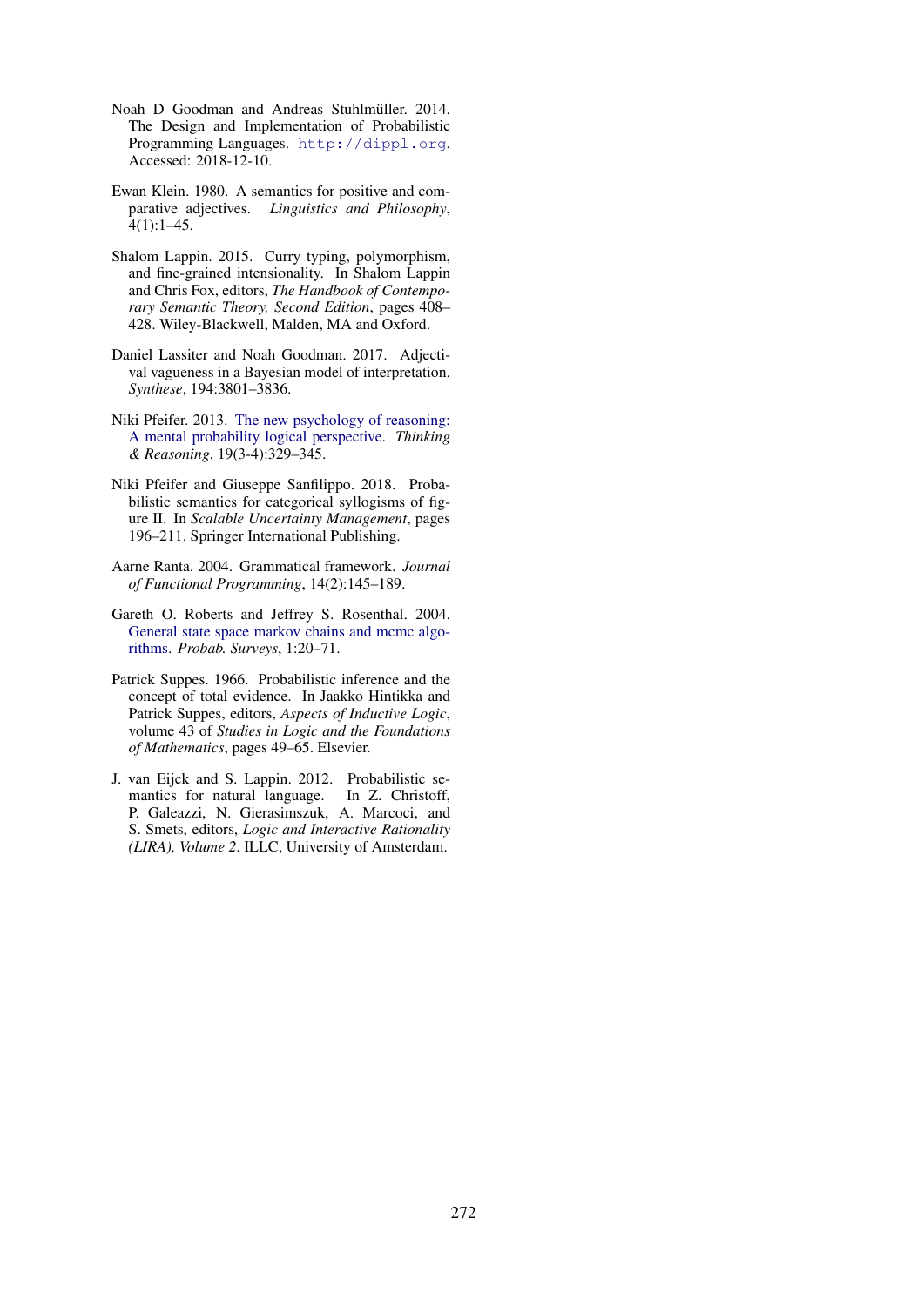Noah D Goodman and Andreas Stuhlmüller. 2014. The Design and Implementation of Probabilistic Programming Languages. http://dippl.org. Accessed: 2018-12-10.

Ewan Klein. 1980. A semantics for positive and comparative adjectives. *Linguistics and Philosophy*, 4(1):1–45.

Shalom Lappin. 2015. Curry typing, polymorphism, and fine-grained intensionality. In Shalom Lappin and Chris Fox, editors, *The Handbook of Contemporary Semantic Theory, Second Edition*, pages 408–428. Wiley-Blackwell, Malden, MA and Oxford.

Daniel Lassiter and Noah Goodman. 2017. Adjectival vagueness in a Bayesian model of interpretation. *Synthese*, 194:3801–3836.

Niki Pfeifer. 2013. The new psychology of reasoning: A mental probability logical perspective. *Thinking & Reasoning*, 19(3-4):329–345.

Niki Pfeifer and Giuseppe Sanfilippo. 2018. Probabilistic semantics for categorical syllogisms of figure II. In *Scalable Uncertainty Management*, pages 196–211. Springer International Publishing.

Aarne Ranta. 2004. Grammatical framework. *Journal of Functional Programming*, 14(2):145–189.

Gareth O. Roberts and Jeffrey S. Rosenthal. 2004. General state space markov chains and mcmc algorithms. *Probab. Surveys*, 1:20–71.

Patrick Suppes. 1966. Probabilistic inference and the concept of total evidence. In Jaakko Hintikka and Patrick Suppes, editors, *Aspects of Inductive Logic*, volume 43 of *Studies in Logic and the Foundations of Mathematics*, pages 49–65. Elsevier.

J. van Eijck and S. Lappin. 2012. Probabilistic semantics for natural language. In Z. Christoff, P. Galeazzi, N. Gierasimszuk, A. Marcoci, and S. Smets, editors, *Logic and Interactive Rationality (LIRA), Volume 2*. ILLC, University of Amsterdam.